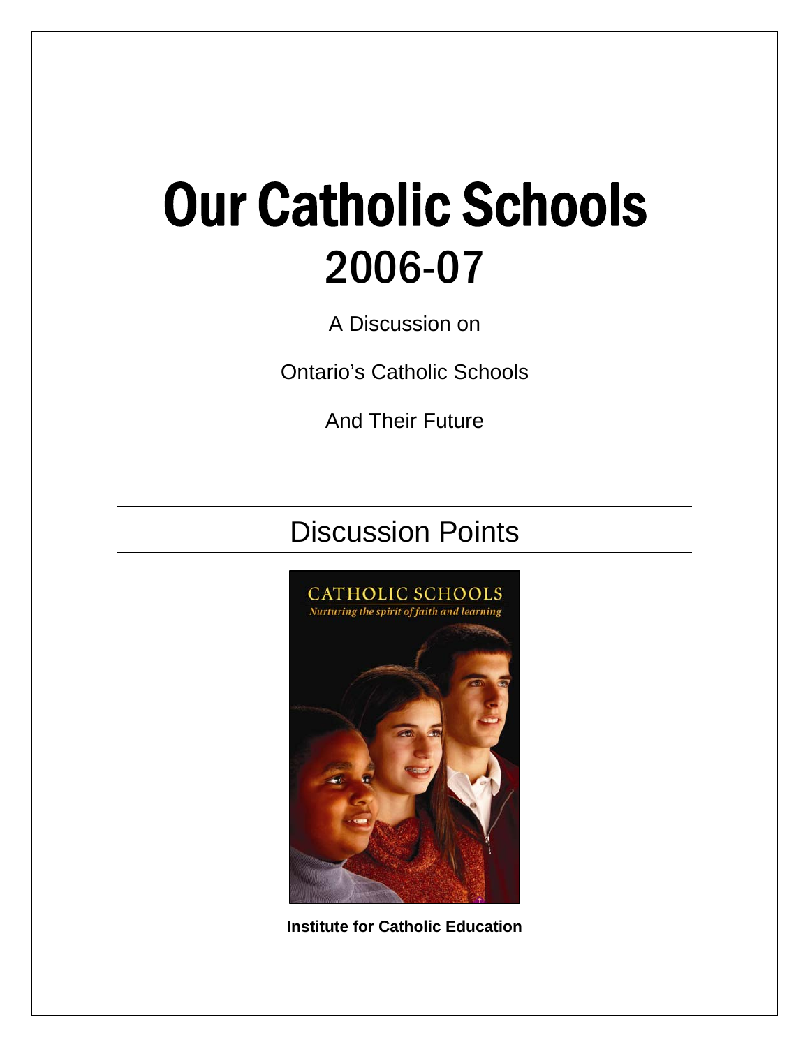# Our Catholic Schools
## 2006-07

A Discussion on

Ontario's Catholic Schools

And Their Future

---

## Discussion Points

---

**Institute for Catholic Education**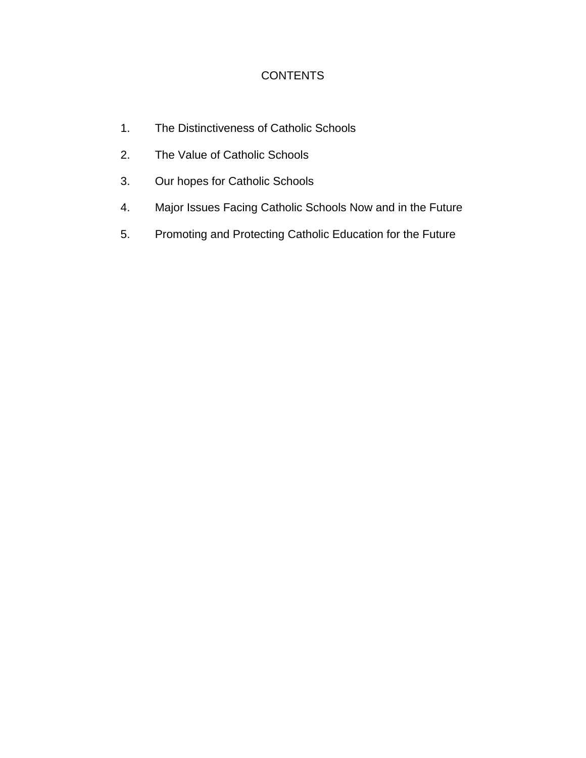# CONTENTS

1. The Distinctiveness of Catholic Schools
2. The Value of Catholic Schools
3. Our hopes for Catholic Schools
4. Major Issues Facing Catholic Schools Now and in the Future
5. Promoting and Protecting Catholic Education for the Future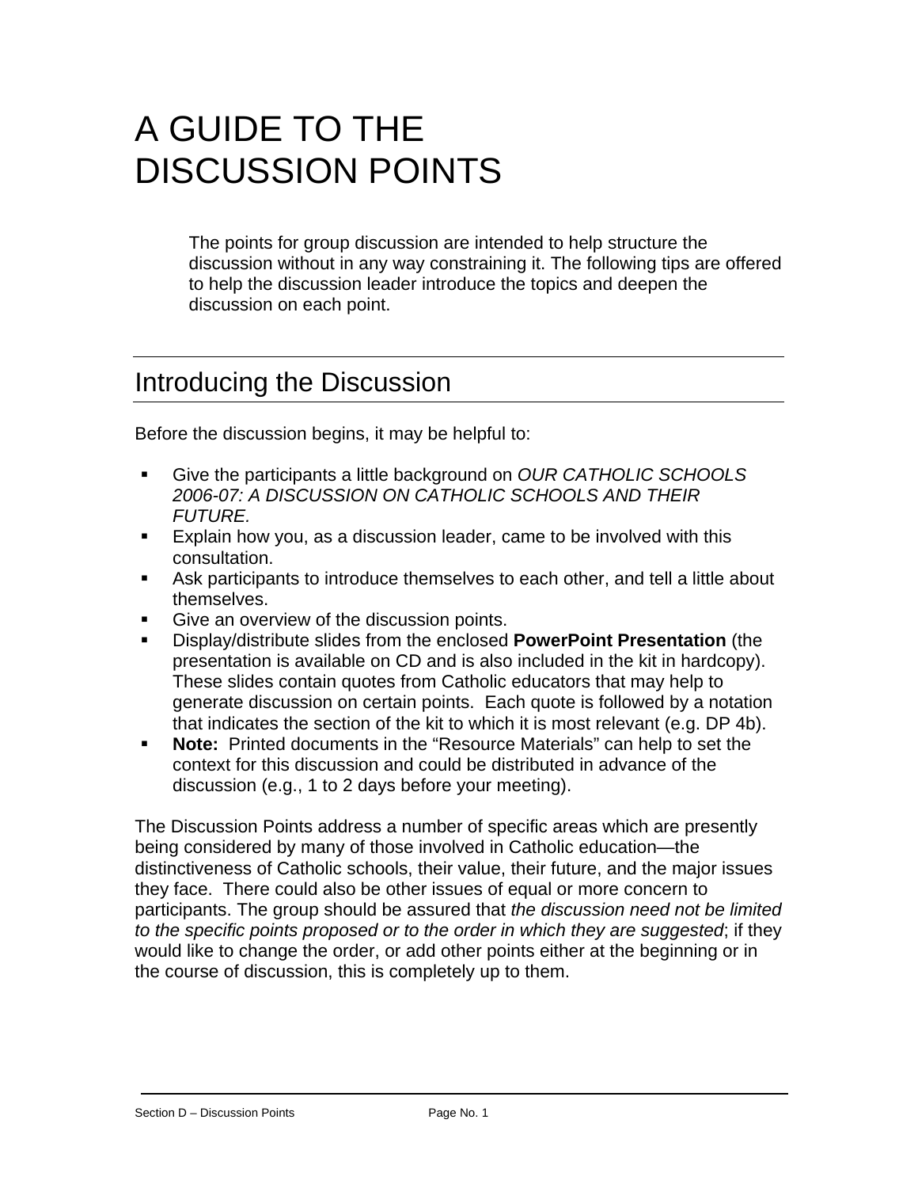# A GUIDE TO THE DISCUSSION POINTS

The points for group discussion are intended to help structure the discussion without in any way constraining it. The following tips are offered to help the discussion leader introduce the topics and deepen the discussion on each point.

## Introducing the Discussion

Before the discussion begins, it may be helpful to:

- Give the participants a little background on *OUR CATHOLIC SCHOOLS 2006-07: A DISCUSSION ON CATHOLIC SCHOOLS AND THEIR FUTURE.*
- Explain how you, as a discussion leader, came to be involved with this consultation.
- Ask participants to introduce themselves to each other, and tell a little about themselves.
- Give an overview of the discussion points.
- Display/distribute slides from the enclosed **PowerPoint Presentation** (the presentation is available on CD and is also included in the kit in hardcopy). These slides contain quotes from Catholic educators that may help to generate discussion on certain points. Each quote is followed by a notation that indicates the section of the kit to which it is most relevant (e.g. DP 4b).
- **Note:** Printed documents in the "Resource Materials" can help to set the context for this discussion and could be distributed in advance of the discussion (e.g., 1 to 2 days before your meeting).

The Discussion Points address a number of specific areas which are presently being considered by many of those involved in Catholic education—the distinctiveness of Catholic schools, their value, their future, and the major issues they face. There could also be other issues of equal or more concern to participants. The group should be assured that *the discussion need not be limited to the specific points proposed or to the order in which they are suggested*; if they would like to change the order, or add other points either at the beginning or in the course of discussion, this is completely up to them.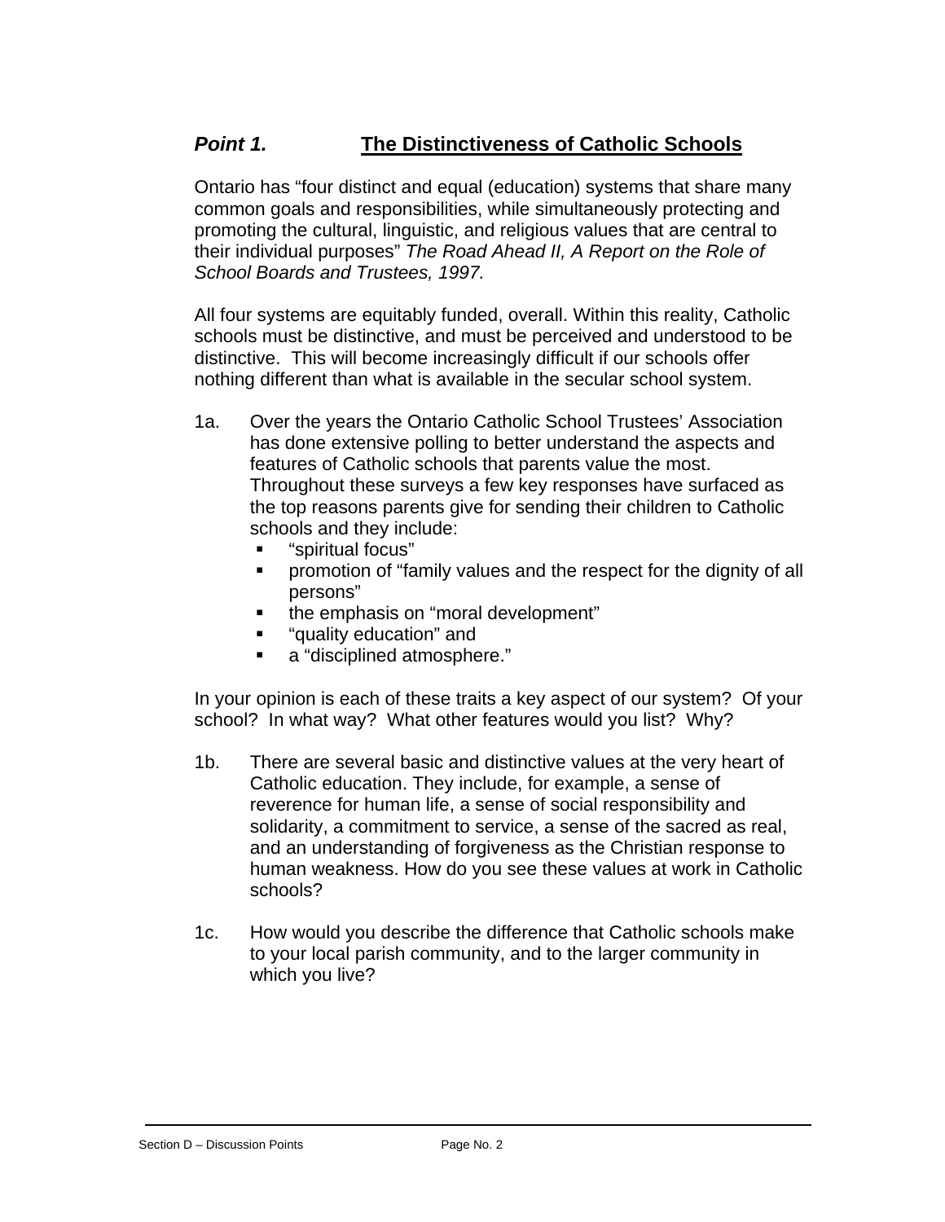## *Point 1.* <u>**The Distinctiveness of Catholic Schools**</u>

Ontario has "four distinct and equal (education) systems that share many common goals and responsibilities, while simultaneously protecting and promoting the cultural, linguistic, and religious values that are central to their individual purposes" *The Road Ahead II, A Report on the Role of School Boards and Trustees, 1997.*

All four systems are equitably funded, overall. Within this reality, Catholic schools must be distinctive, and must be perceived and understood to be distinctive. This will become increasingly difficult if our schools offer nothing different than what is available in the secular school system.

1a. Over the years the Ontario Catholic School Trustees' Association has done extensive polling to better understand the aspects and features of Catholic schools that parents value the most. Throughout these surveys a few key responses have surfaced as the top reasons parents give for sending their children to Catholic schools and they include:

- "spiritual focus"
- promotion of "family values and the respect for the dignity of all persons"
- the emphasis on "moral development"
- "quality education" and
- a "disciplined atmosphere."

In your opinion is each of these traits a key aspect of our system? Of your school? In what way? What other features would you list? Why?

1b. There are several basic and distinctive values at the very heart of Catholic education. They include, for example, a sense of reverence for human life, a sense of social responsibility and solidarity, a commitment to service, a sense of the sacred as real, and an understanding of forgiveness as the Christian response to human weakness. How do you see these values at work in Catholic schools?

1c. How would you describe the difference that Catholic schools make to your local parish community, and to the larger community in which you live?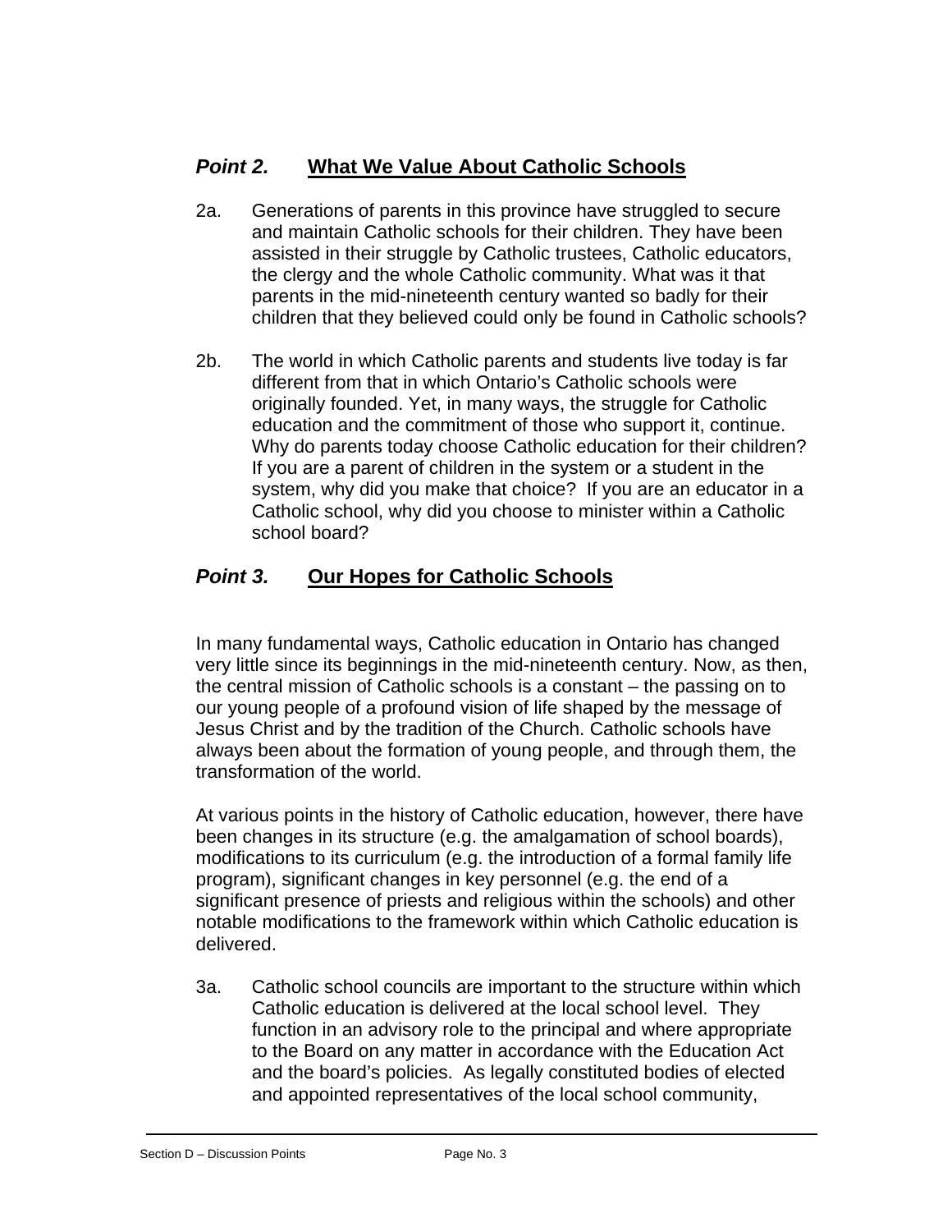## *Point 2.* What We Value About Catholic Schools

2a. Generations of parents in this province have struggled to secure and maintain Catholic schools for their children. They have been assisted in their struggle by Catholic trustees, Catholic educators, the clergy and the whole Catholic community. What was it that parents in the mid-nineteenth century wanted so badly for their children that they believed could only be found in Catholic schools?

2b. The world in which Catholic parents and students live today is far different from that in which Ontario's Catholic schools were originally founded. Yet, in many ways, the struggle for Catholic education and the commitment of those who support it, continue. Why do parents today choose Catholic education for their children? If you are a parent of children in the system or a student in the system, why did you make that choice? If you are an educator in a Catholic school, why did you choose to minister within a Catholic school board?

## *Point 3.* Our Hopes for Catholic Schools

In many fundamental ways, Catholic education in Ontario has changed very little since its beginnings in the mid-nineteenth century. Now, as then, the central mission of Catholic schools is a constant – the passing on to our young people of a profound vision of life shaped by the message of Jesus Christ and by the tradition of the Church. Catholic schools have always been about the formation of young people, and through them, the transformation of the world.

At various points in the history of Catholic education, however, there have been changes in its structure (e.g. the amalgamation of school boards), modifications to its curriculum (e.g. the introduction of a formal family life program), significant changes in key personnel (e.g. the end of a significant presence of priests and religious within the schools) and other notable modifications to the framework within which Catholic education is delivered.

3a. Catholic school councils are important to the structure within which Catholic education is delivered at the local school level. They function in an advisory role to the principal and where appropriate to the Board on any matter in accordance with the Education Act and the board's policies. As legally constituted bodies of elected and appointed representatives of the local school community,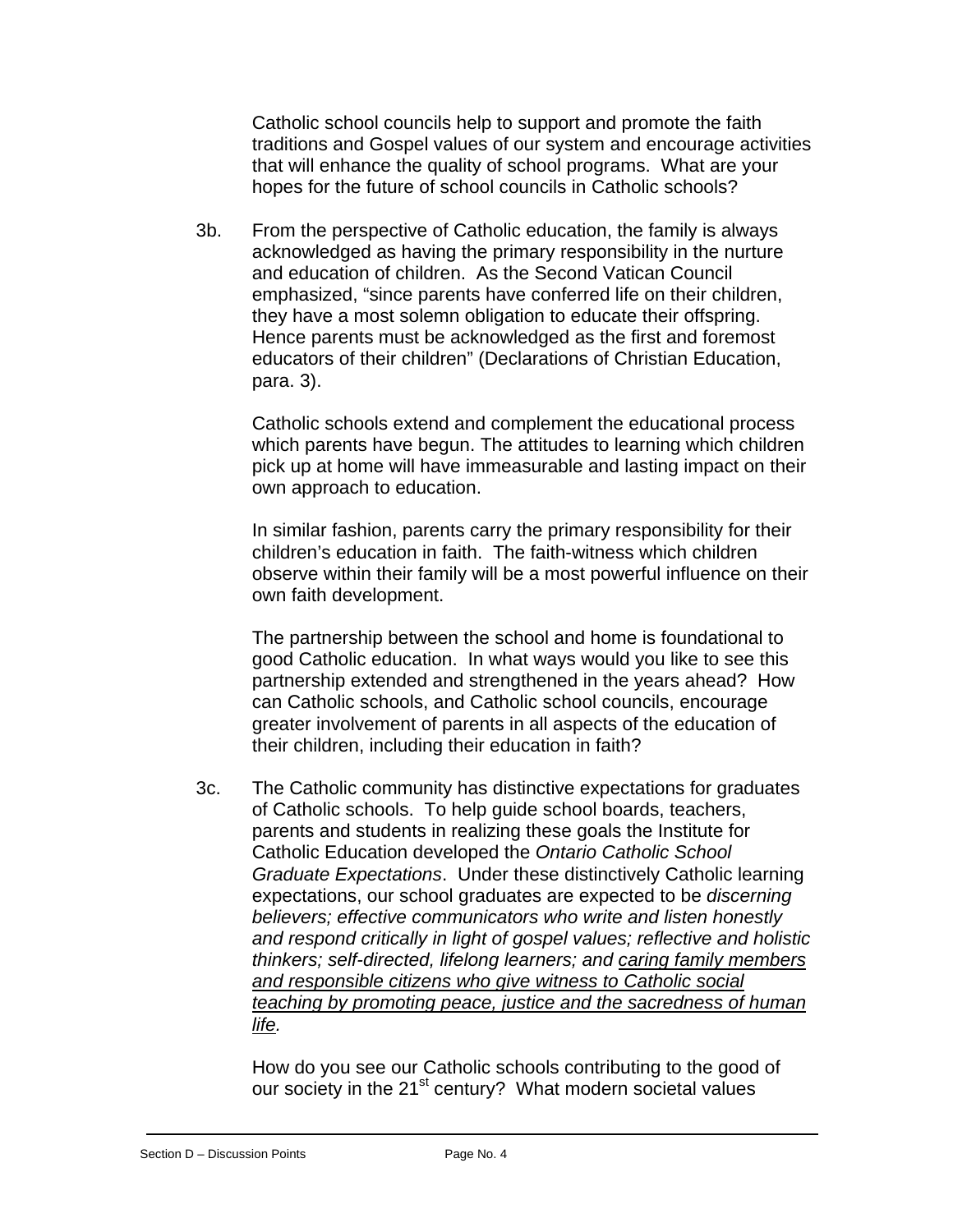Catholic school councils help to support and promote the faith traditions and Gospel values of our system and encourage activities that will enhance the quality of school programs. What are your hopes for the future of school councils in Catholic schools?

3b. From the perspective of Catholic education, the family is always acknowledged as having the primary responsibility in the nurture and education of children. As the Second Vatican Council emphasized, "since parents have conferred life on their children, they have a most solemn obligation to educate their offspring. Hence parents must be acknowledged as the first and foremost educators of their children" (Declarations of Christian Education, para. 3).

Catholic schools extend and complement the educational process which parents have begun. The attitudes to learning which children pick up at home will have immeasurable and lasting impact on their own approach to education.

In similar fashion, parents carry the primary responsibility for their children's education in faith. The faith-witness which children observe within their family will be a most powerful influence on their own faith development.

The partnership between the school and home is foundational to good Catholic education. In what ways would you like to see this partnership extended and strengthened in the years ahead? How can Catholic schools, and Catholic school councils, encourage greater involvement of parents in all aspects of the education of their children, including their education in faith?

3c. The Catholic community has distinctive expectations for graduates of Catholic schools. To help guide school boards, teachers, parents and students in realizing these goals the Institute for Catholic Education developed the *Ontario Catholic School Graduate Expectations*. Under these distinctively Catholic learning expectations, our school graduates are expected to be *discerning believers; effective communicators who write and listen honestly and respond critically in light of gospel values; reflective and holistic thinkers; self-directed, lifelong learners; and <u>caring family members and responsible citizens who give witness to Catholic social teaching by promoting peace, justice and the sacredness of human life</u>.*

How do you see our Catholic schools contributing to the good of our society in the 21st century? What modern societal values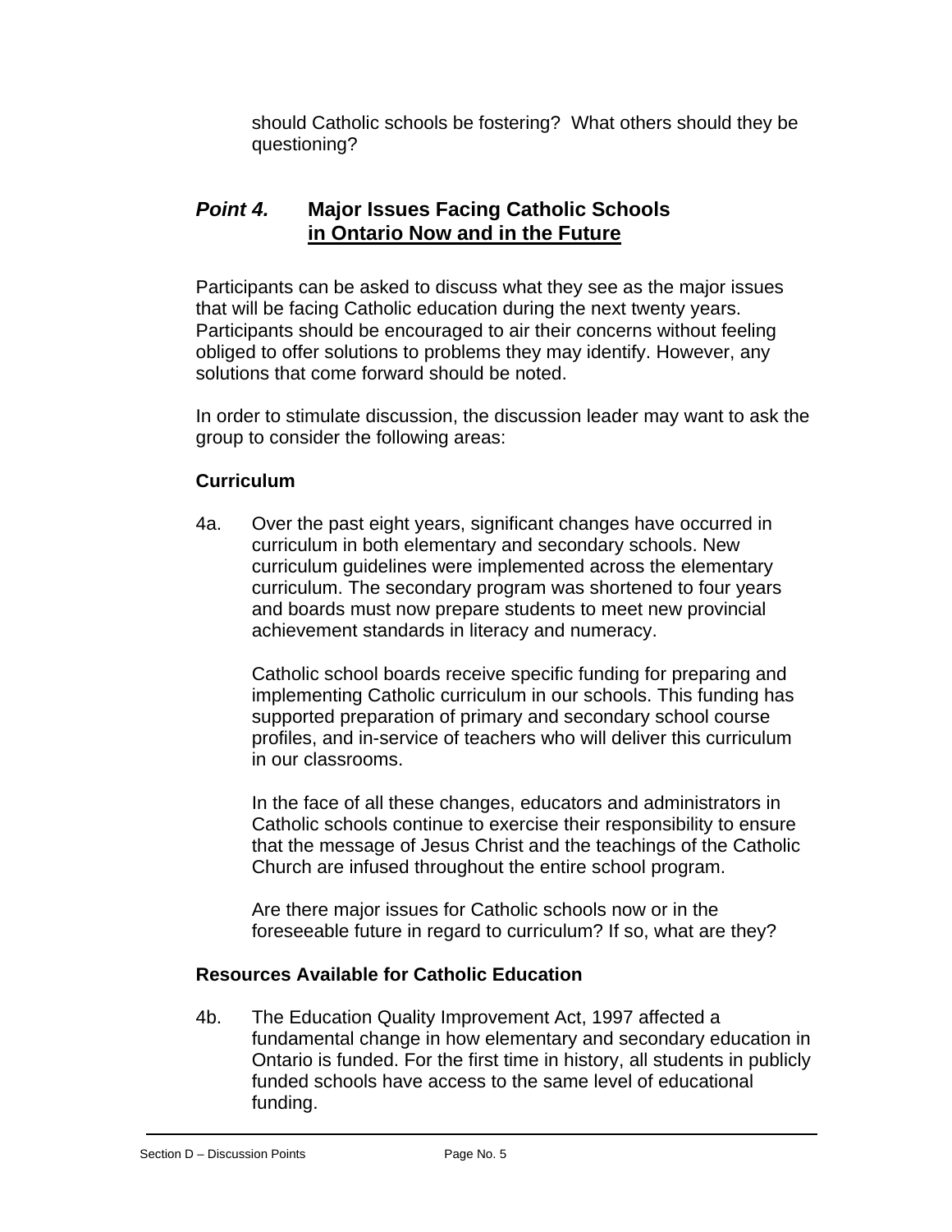should Catholic schools be fostering? What others should they be questioning?

## *Point 4.* Major Issues Facing Catholic Schools <u>in Ontario Now and in the Future</u>

Participants can be asked to discuss what they see as the major issues that will be facing Catholic education during the next twenty years. Participants should be encouraged to air their concerns without feeling obliged to offer solutions to problems they may identify. However, any solutions that come forward should be noted.

In order to stimulate discussion, the discussion leader may want to ask the group to consider the following areas:

### Curriculum

4a. Over the past eight years, significant changes have occurred in curriculum in both elementary and secondary schools. New curriculum guidelines were implemented across the elementary curriculum. The secondary program was shortened to four years and boards must now prepare students to meet new provincial achievement standards in literacy and numeracy.

Catholic school boards receive specific funding for preparing and implementing Catholic curriculum in our schools. This funding has supported preparation of primary and secondary school course profiles, and in-service of teachers who will deliver this curriculum in our classrooms.

In the face of all these changes, educators and administrators in Catholic schools continue to exercise their responsibility to ensure that the message of Jesus Christ and the teachings of the Catholic Church are infused throughout the entire school program.

Are there major issues for Catholic schools now or in the foreseeable future in regard to curriculum? If so, what are they?

### Resources Available for Catholic Education

4b. The Education Quality Improvement Act, 1997 affected a fundamental change in how elementary and secondary education in Ontario is funded. For the first time in history, all students in publicly funded schools have access to the same level of educational funding.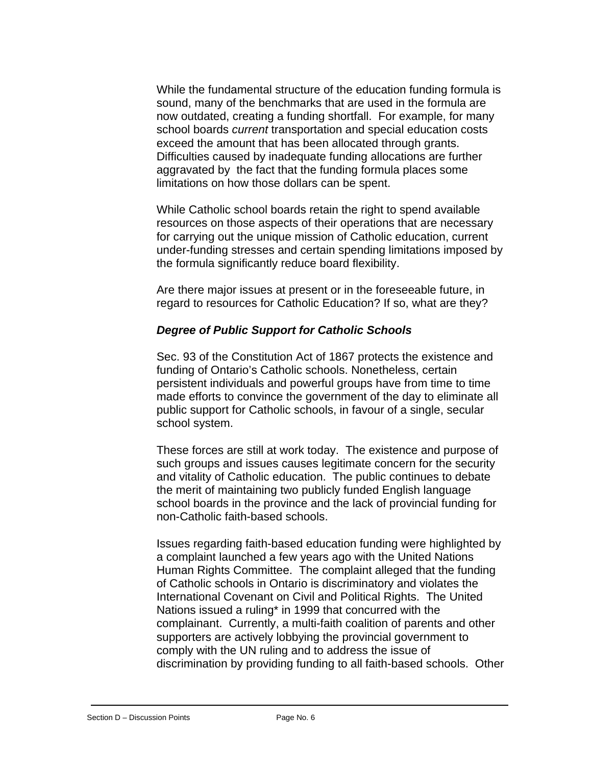While the fundamental structure of the education funding formula is sound, many of the benchmarks that are used in the formula are now outdated, creating a funding shortfall. For example, for many school boards *current* transportation and special education costs exceed the amount that has been allocated through grants. Difficulties caused by inadequate funding allocations are further aggravated by the fact that the funding formula places some limitations on how those dollars can be spent.

While Catholic school boards retain the right to spend available resources on those aspects of their operations that are necessary for carrying out the unique mission of Catholic education, current under-funding stresses and certain spending limitations imposed by the formula significantly reduce board flexibility.

Are there major issues at present or in the foreseeable future, in regard to resources for Catholic Education? If so, what are they?

***Degree of Public Support for Catholic Schools***

Sec. 93 of the Constitution Act of 1867 protects the existence and funding of Ontario's Catholic schools. Nonetheless, certain persistent individuals and powerful groups have from time to time made efforts to convince the government of the day to eliminate all public support for Catholic schools, in favour of a single, secular school system.

These forces are still at work today. The existence and purpose of such groups and issues causes legitimate concern for the security and vitality of Catholic education. The public continues to debate the merit of maintaining two publicly funded English language school boards in the province and the lack of provincial funding for non-Catholic faith-based schools.

Issues regarding faith-based education funding were highlighted by a complaint launched a few years ago with the United Nations Human Rights Committee. The complaint alleged that the funding of Catholic schools in Ontario is discriminatory and violates the International Covenant on Civil and Political Rights. The United Nations issued a ruling* in 1999 that concurred with the complainant. Currently, a multi-faith coalition of parents and other supporters are actively lobbying the provincial government to comply with the UN ruling and to address the issue of discrimination by providing funding to all faith-based schools. Other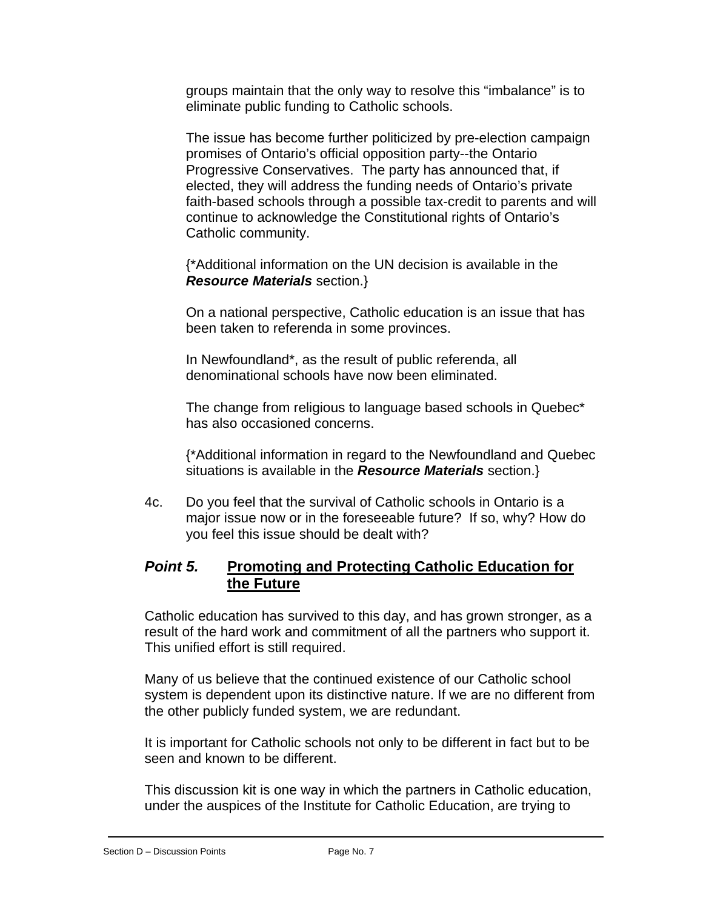groups maintain that the only way to resolve this “imbalance” is to eliminate public funding to Catholic schools.

The issue has become further politicized by pre-election campaign promises of Ontario’s official opposition party--the Ontario Progressive Conservatives. The party has announced that, if elected, they will address the funding needs of Ontario’s private faith-based schools through a possible tax-credit to parents and will continue to acknowledge the Constitutional rights of Ontario’s Catholic community.

{*Additional information on the UN decision is available in the ***Resource Materials*** section.}

On a national perspective, Catholic education is an issue that has been taken to referenda in some provinces.

In Newfoundland*, as the result of public referenda, all denominational schools have now been eliminated.

The change from religious to language based schools in Quebec* has also occasioned concerns.

{*Additional information in regard to the Newfoundland and Quebec situations is available in the ***Resource Materials*** section.}

4c. Do you feel that the survival of Catholic schools in Ontario is a major issue now or in the foreseeable future? If so, why? How do you feel this issue should be dealt with?

## *Point 5.* <u>Promoting and Protecting Catholic Education for the Future</u>

Catholic education has survived to this day, and has grown stronger, as a result of the hard work and commitment of all the partners who support it. This unified effort is still required.

Many of us believe that the continued existence of our Catholic school system is dependent upon its distinctive nature. If we are no different from the other publicly funded system, we are redundant.

It is important for Catholic schools not only to be different in fact but to be seen and known to be different.

This discussion kit is one way in which the partners in Catholic education, under the auspices of the Institute for Catholic Education, are trying to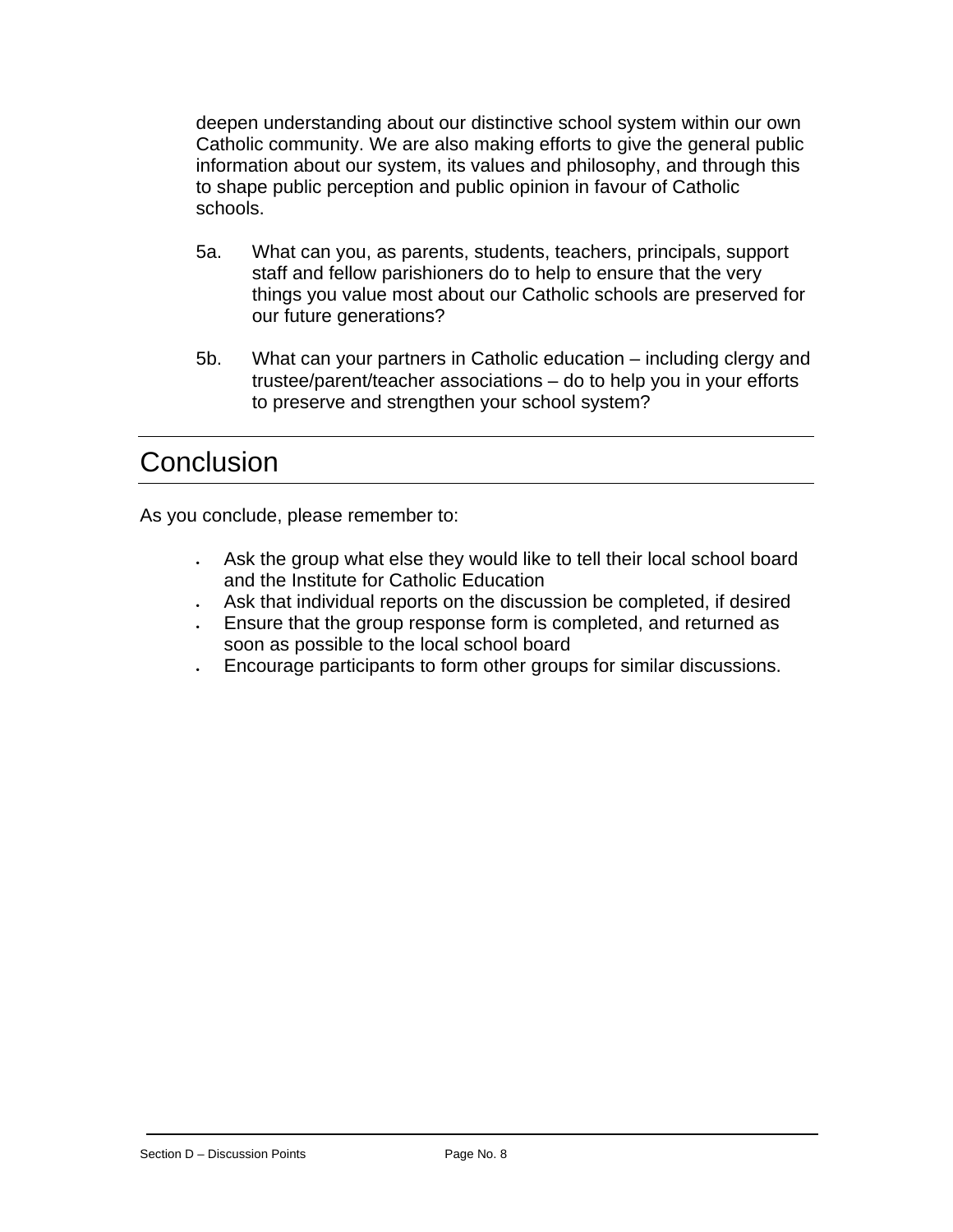deepen understanding about our distinctive school system within our own Catholic community. We are also making efforts to give the general public information about our system, its values and philosophy, and through this to shape public perception and public opinion in favour of Catholic schools.

5a. What can you, as parents, students, teachers, principals, support staff and fellow parishioners do to help to ensure that the very things you value most about our Catholic schools are preserved for our future generations?

5b. What can your partners in Catholic education – including clergy and trustee/parent/teacher associations – do to help you in your efforts to preserve and strengthen your school system?

## Conclusion

As you conclude, please remember to:

- Ask the group what else they would like to tell their local school board and the Institute for Catholic Education
- Ask that individual reports on the discussion be completed, if desired
- Ensure that the group response form is completed, and returned as soon as possible to the local school board
- Encourage participants to form other groups for similar discussions.